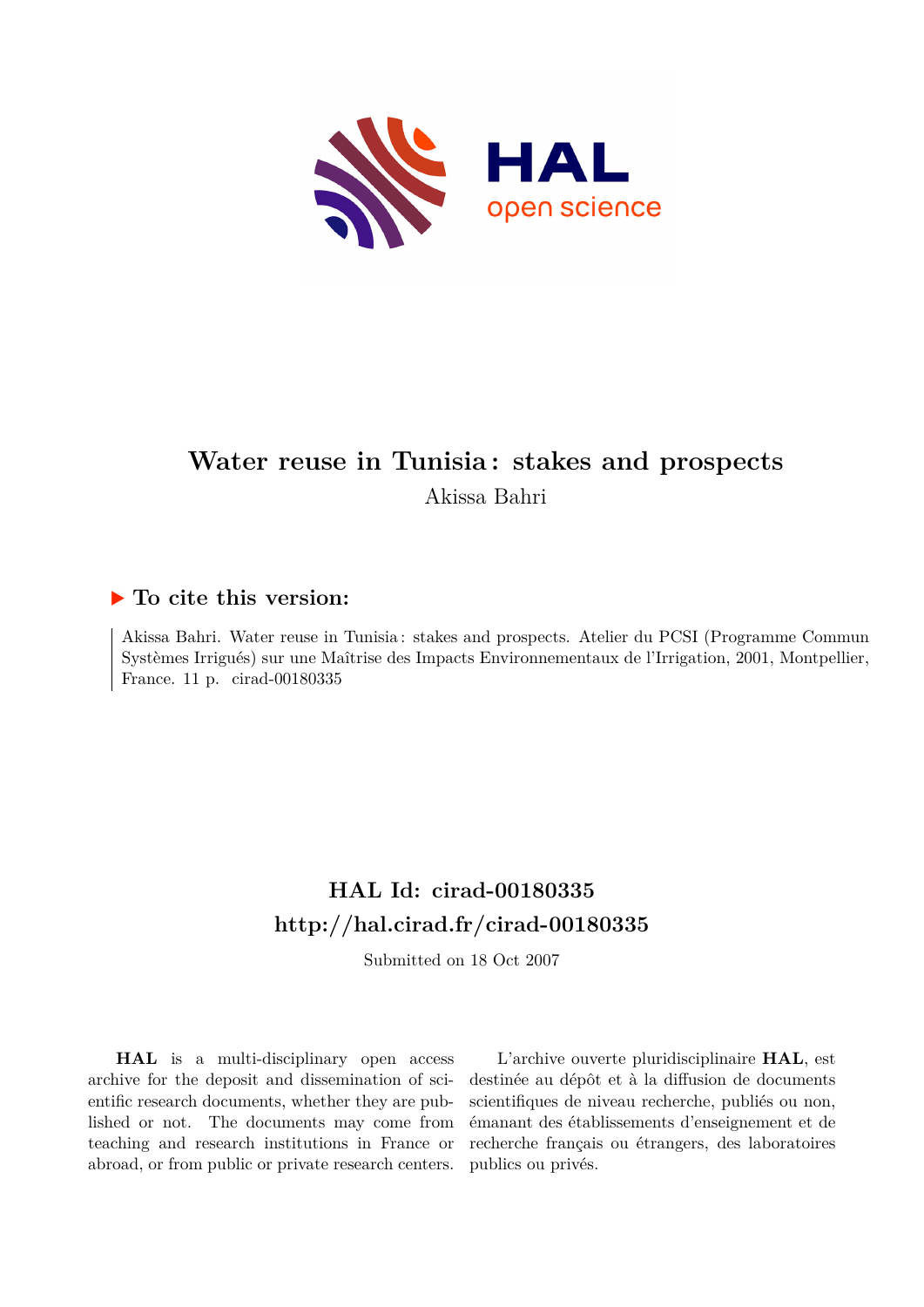# Water reuse in Tunisia : stakes and prospects

Akissa Bahri

## ▶ To cite this version:

Akissa Bahri. Water reuse in Tunisia : stakes and prospects. Atelier du PCSI (Programme Commun Systèmes Irrigués) sur une Maîtrise des Impacts Environnementaux de l'Irrigation, 2001, Montpellier, France. 11 p. cirad-00180335

## HAL Id: cirad-00180335
## http://hal.cirad.fr/cirad-00180335

Submitted on 18 Oct 2007

**HAL** is a multi-disciplinary open access archive for the deposit and dissemination of scientific research documents, whether they are published or not. The documents may come from teaching and research institutions in France or abroad, or from public or private research centers.

L'archive ouverte pluridisciplinaire **HAL**, est destinée au dépôt et à la diffusion de documents scientifiques de niveau recherche, publiés ou non, émanant des établissements d'enseignement et de recherche français ou étrangers, des laboratoires publics ou privés.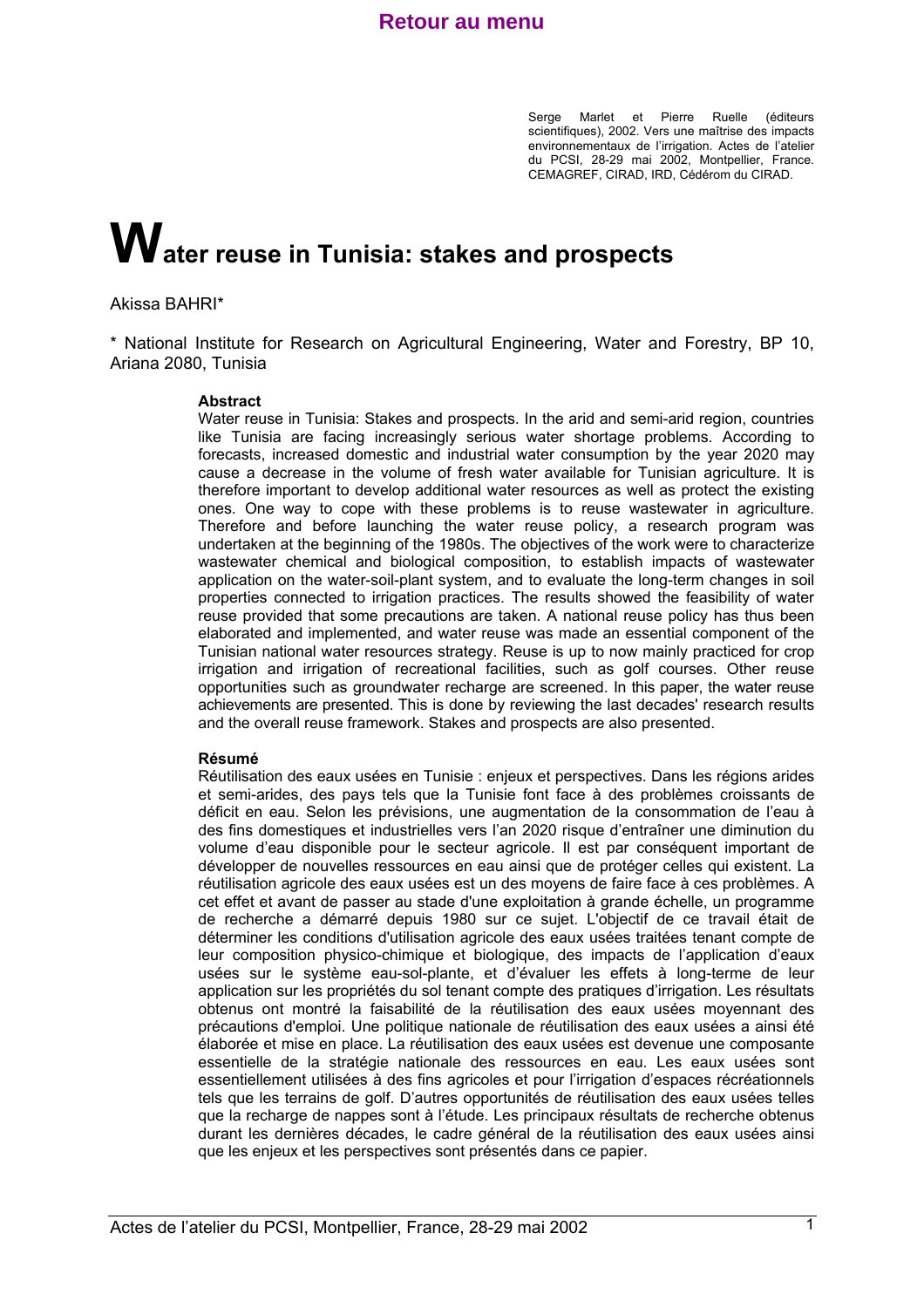Serge Marlet et Pierre Ruelle (éditeurs scientifiques), 2002. Vers une maîtrise des impacts environnementaux de l'irrigation. Actes de l'atelier du PCSI, 28-29 mai 2002, Montpellier, France. CEMAGREF, CIRAD, IRD, Cédérom du CIRAD.

# Water reuse in Tunisia: stakes and prospects

Akissa BAHRI*

\* National Institute for Research on Agricultural Engineering, Water and Forestry, BP 10, Ariana 2080, Tunisia

**Abstract**

Water reuse in Tunisia: Stakes and prospects. In the arid and semi-arid region, countries like Tunisia are facing increasingly serious water shortage problems. According to forecasts, increased domestic and industrial water consumption by the year 2020 may cause a decrease in the volume of fresh water available for Tunisian agriculture. It is therefore important to develop additional water resources as well as protect the existing ones. One way to cope with these problems is to reuse wastewater in agriculture. Therefore and before launching the water reuse policy, a research program was undertaken at the beginning of the 1980s. The objectives of the work were to characterize wastewater chemical and biological composition, to establish impacts of wastewater application on the water-soil-plant system, and to evaluate the long-term changes in soil properties connected to irrigation practices. The results showed the feasibility of water reuse provided that some precautions are taken. A national reuse policy has thus been elaborated and implemented, and water reuse was made an essential component of the Tunisian national water resources strategy. Reuse is up to now mainly practiced for crop irrigation and irrigation of recreational facilities, such as golf courses. Other reuse opportunities such as groundwater recharge are screened. In this paper, the water reuse achievements are presented. This is done by reviewing the last decades' research results and the overall reuse framework. Stakes and prospects are also presented.

**Résumé**

Réutilisation des eaux usées en Tunisie : enjeux et perspectives. Dans les régions arides et semi-arides, des pays tels que la Tunisie font face à des problèmes croissants de déficit en eau. Selon les prévisions, une augmentation de la consommation de l'eau à des fins domestiques et industrielles vers l'an 2020 risque d'entraîner une diminution du volume d'eau disponible pour le secteur agricole. Il est par conséquent important de développer de nouvelles ressources en eau ainsi que de protéger celles qui existent. La réutilisation agricole des eaux usées est un des moyens de faire face à ces problèmes. A cet effet et avant de passer au stade d'une exploitation à grande échelle, un programme de recherche a démarré depuis 1980 sur ce sujet. L'objectif de ce travail était de déterminer les conditions d'utilisation agricole des eaux usées traitées tenant compte de leur composition physico-chimique et biologique, des impacts de l'application d'eaux usées sur le système eau-sol-plante, et d'évaluer les effets à long-terme de leur application sur les propriétés du sol tenant compte des pratiques d'irrigation. Les résultats obtenus ont montré la faisabilité de la réutilisation des eaux usées moyennant des précautions d'emploi. Une politique nationale de réutilisation des eaux usées a ainsi été élaborée et mise en place. La réutilisation des eaux usées est devenue une composante essentielle de la stratégie nationale des ressources en eau. Les eaux usées sont essentiellement utilisées à des fins agricoles et pour l'irrigation d'espaces récréationnels tels que les terrains de golf. D'autres opportunités de réutilisation des eaux usées telles que la recharge de nappes sont à l'étude. Les principaux résultats de recherche obtenus durant les dernières décades, le cadre général de la réutilisation des eaux usées ainsi que les enjeux et les perspectives sont présentés dans ce papier.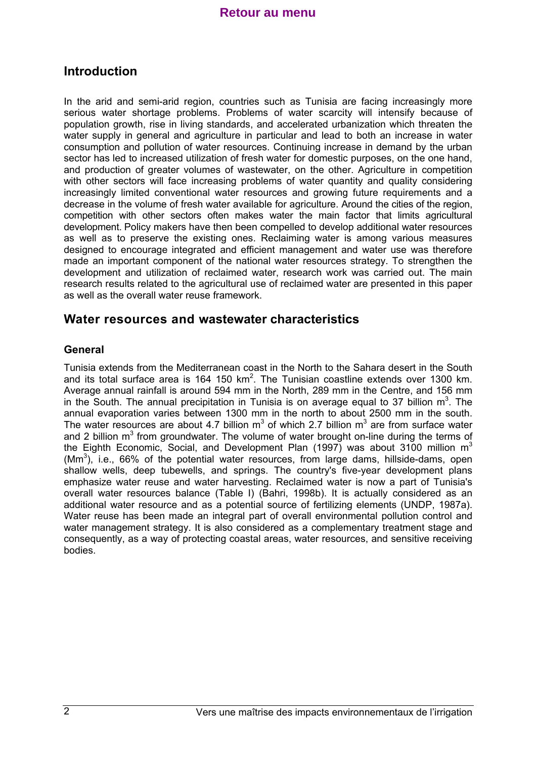## Introduction

In the arid and semi-arid region, countries such as Tunisia are facing increasingly more serious water shortage problems. Problems of water scarcity will intensify because of population growth, rise in living standards, and accelerated urbanization which threaten the water supply in general and agriculture in particular and lead to both an increase in water consumption and pollution of water resources. Continuing increase in demand by the urban sector has led to increased utilization of fresh water for domestic purposes, on the one hand, and production of greater volumes of wastewater, on the other. Agriculture in competition with other sectors will face increasing problems of water quantity and quality considering increasingly limited conventional water resources and growing future requirements and a decrease in the volume of fresh water available for agriculture. Around the cities of the region, competition with other sectors often makes water the main factor that limits agricultural development. Policy makers have then been compelled to develop additional water resources as well as to preserve the existing ones. Reclaiming water is among various measures designed to encourage integrated and efficient management and water use was therefore made an important component of the national water resources strategy. To strengthen the development and utilization of reclaimed water, research work was carried out. The main research results related to the agricultural use of reclaimed water are presented in this paper as well as the overall water reuse framework.

## Water resources and wastewater characteristics

### General

Tunisia extends from the Mediterranean coast in the North to the Sahara desert in the South and its total surface area is 164 150 km$^2$. The Tunisian coastline extends over 1300 km. Average annual rainfall is around 594 mm in the North, 289 mm in the Centre, and 156 mm in the South. The annual precipitation in Tunisia is on average equal to 37 billion m$^3$. The annual evaporation varies between 1300 mm in the north to about 2500 mm in the south. The water resources are about 4.7 billion m$^3$ of which 2.7 billion m$^3$ are from surface water and 2 billion m$^3$ from groundwater. The volume of water brought on-line during the terms of the Eighth Economic, Social, and Development Plan (1997) was about 3100 million m$^3$ (Mm$^3$), i.e., 66% of the potential water resources, from large dams, hillside-dams, open shallow wells, deep tubewells, and springs. The country's five-year development plans emphasize water reuse and water harvesting. Reclaimed water is now a part of Tunisia's overall water resources balance (Table I) (Bahri, 1998b). It is actually considered as an additional water resource and as a potential source of fertilizing elements (UNDP, 1987a). Water reuse has been made an integral part of overall environmental pollution control and water management strategy. It is also considered as a complementary treatment stage and consequently, as a way of protecting coastal areas, water resources, and sensitive receiving bodies.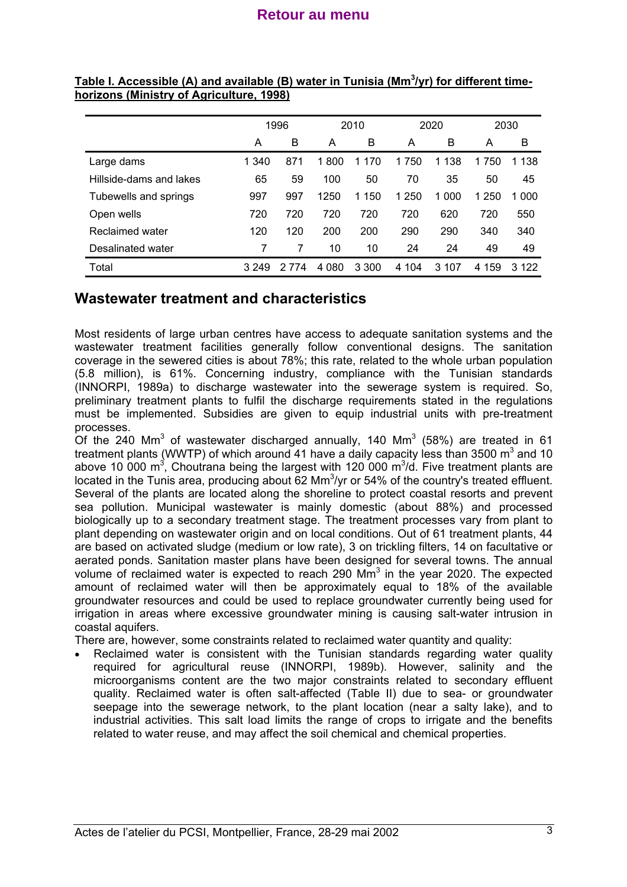**Table I. Accessible (A) and available (B) water in Tunisia (Mm$^3$/yr) for different time-horizons (Ministry of Agriculture, 1998)**

| | 1996 | | 2010 | | 2020 | | 2030 | |
|---|---|---|---|---|---|---|---|---|
| | A | B | A | B | A | B | A | B |
| Large dams | 1 340 | 871 | 1 800 | 1 170 | 1 750 | 1 138 | 1 750 | 1 138 |
| Hillside-dams and lakes | 65 | 59 | 100 | 50 | 70 | 35 | 50 | 45 |
| Tubewells and springs | 997 | 997 | 1250 | 1 150 | 1 250 | 1 000 | 1 250 | 1 000 |
| Open wells | 720 | 720 | 720 | 720 | 720 | 620 | 720 | 550 |
| Reclaimed water | 120 | 120 | 200 | 200 | 290 | 290 | 340 | 340 |
| Desalinated water | 7 | 7 | 10 | 10 | 24 | 24 | 49 | 49 |
| Total | 3 249 | 2 774 | 4 080 | 3 300 | 4 104 | 3 107 | 4 159 | 3 122 |

## Wastewater treatment and characteristics

Most residents of large urban centres have access to adequate sanitation systems and the wastewater treatment facilities generally follow conventional designs. The sanitation coverage in the sewered cities is about 78%; this rate, related to the whole urban population (5.8 million), is 61%. Concerning industry, compliance with the Tunisian standards (INNORPI, 1989a) to discharge wastewater into the sewerage system is required. So, preliminary treatment plants to fulfil the discharge requirements stated in the regulations must be implemented. Subsidies are given to equip industrial units with pre-treatment processes.

Of the 240 Mm$^3$ of wastewater discharged annually, 140 Mm$^3$ (58%) are treated in 61 treatment plants (WWTP) of which around 41 have a daily capacity less than 3500 m$^3$ and 10 above 10 000 m$^3$, Choutrana being the largest with 120 000 m$^3$/d. Five treatment plants are located in the Tunis area, producing about 62 Mm$^3$/yr or 54% of the country's treated effluent. Several of the plants are located along the shoreline to protect coastal resorts and prevent sea pollution. Municipal wastewater is mainly domestic (about 88%) and processed biologically up to a secondary treatment stage. The treatment processes vary from plant to plant depending on wastewater origin and on local conditions. Out of 61 treatment plants, 44 are based on activated sludge (medium or low rate), 3 on trickling filters, 14 on facultative or aerated ponds. Sanitation master plans have been designed for several towns. The annual volume of reclaimed water is expected to reach 290 Mm$^3$ in the year 2020. The expected amount of reclaimed water will then be approximately equal to 18% of the available groundwater resources and could be used to replace groundwater currently being used for irrigation in areas where excessive groundwater mining is causing salt-water intrusion in coastal aquifers.

There are, however, some constraints related to reclaimed water quantity and quality:

- Reclaimed water is consistent with the Tunisian standards regarding water quality required for agricultural reuse (INNORPI, 1989b). However, salinity and the microorganisms content are the two major constraints related to secondary effluent quality. Reclaimed water is often salt-affected (Table II) due to sea- or groundwater seepage into the sewerage network, to the plant location (near a salty lake), and to industrial activities. This salt load limits the range of crops to irrigate and the benefits related to water reuse, and may affect the soil chemical and chemical properties.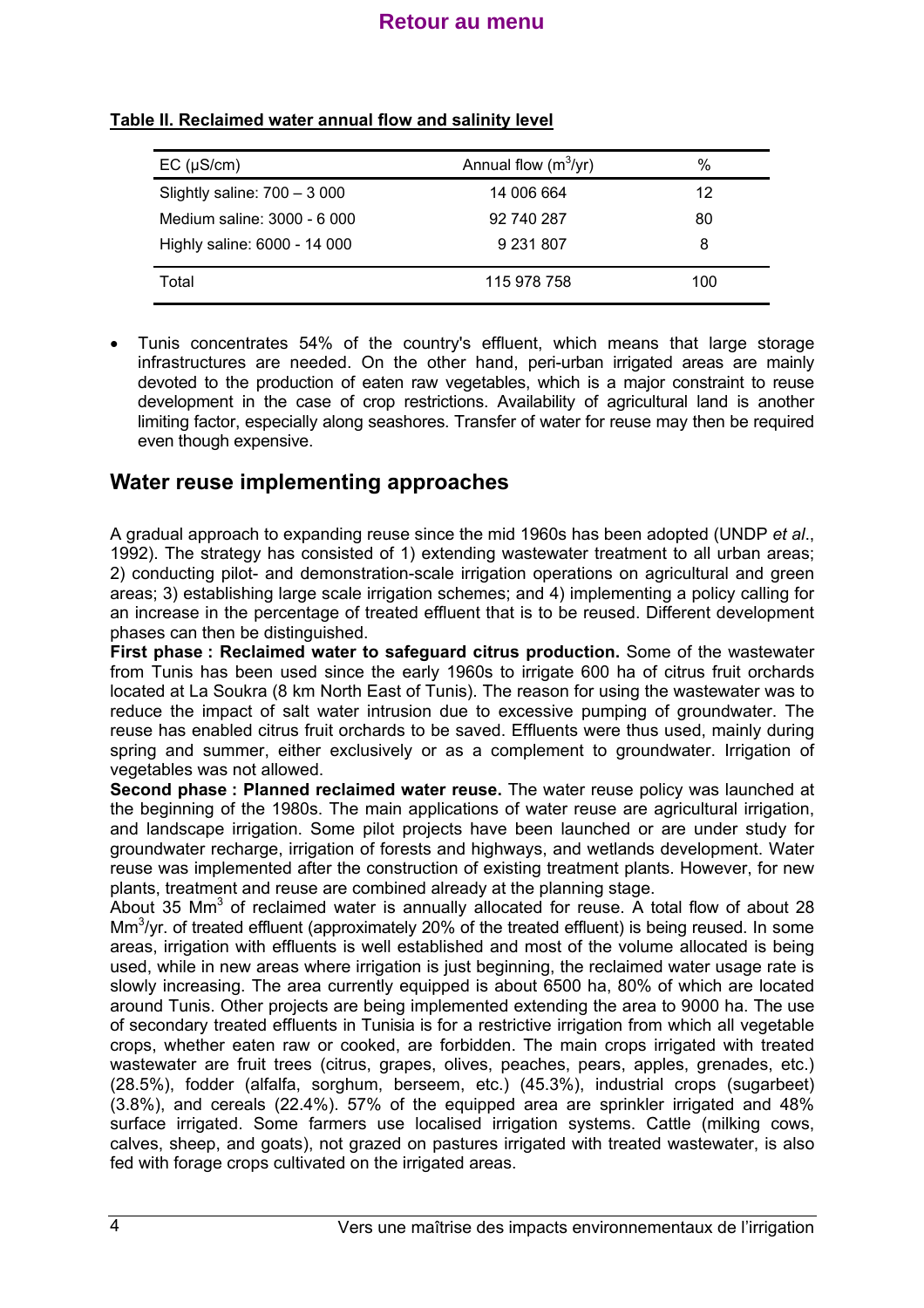**Table II. Reclaimed water annual flow and salinity level**

| EC (µS/cm) | Annual flow ($m^3$/yr) | % |
|---|---|---|
| Slightly saline: 700 – 3 000 | 14 006 664 | 12 |
| Medium saline: 3000 - 6 000 | 92 740 287 | 80 |
| Highly saline: 6000 - 14 000 | 9 231 807 | 8 |
| Total | 115 978 758 | 100 |

- Tunis concentrates 54% of the country's effluent, which means that large storage infrastructures are needed. On the other hand, peri-urban irrigated areas are mainly devoted to the production of eaten raw vegetables, which is a major constraint to reuse development in the case of crop restrictions. Availability of agricultural land is another limiting factor, especially along seashores. Transfer of water for reuse may then be required even though expensive.

## Water reuse implementing approaches

A gradual approach to expanding reuse since the mid 1960s has been adopted (UNDP *et al*., 1992). The strategy has consisted of 1) extending wastewater treatment to all urban areas; 2) conducting pilot- and demonstration-scale irrigation operations on agricultural and green areas; 3) establishing large scale irrigation schemes; and 4) implementing a policy calling for an increase in the percentage of treated effluent that is to be reused. Different development phases can then be distinguished.

**First phase : Reclaimed water to safeguard citrus production.** Some of the wastewater from Tunis has been used since the early 1960s to irrigate 600 ha of citrus fruit orchards located at La Soukra (8 km North East of Tunis). The reason for using the wastewater was to reduce the impact of salt water intrusion due to excessive pumping of groundwater. The reuse has enabled citrus fruit orchards to be saved. Effluents were thus used, mainly during spring and summer, either exclusively or as a complement to groundwater. Irrigation of vegetables was not allowed.

**Second phase : Planned reclaimed water reuse.** The water reuse policy was launched at the beginning of the 1980s. The main applications of water reuse are agricultural irrigation, and landscape irrigation. Some pilot projects have been launched or are under study for groundwater recharge, irrigation of forests and highways, and wetlands development. Water reuse was implemented after the construction of existing treatment plants. However, for new plants, treatment and reuse are combined already at the planning stage.

About 35 $Mm^3$ of reclaimed water is annually allocated for reuse. A total flow of about 28 $Mm^3$/yr. of treated effluent (approximately 20% of the treated effluent) is being reused. In some areas, irrigation with effluents is well established and most of the volume allocated is being used, while in new areas where irrigation is just beginning, the reclaimed water usage rate is slowly increasing. The area currently equipped is about 6500 ha, 80% of which are located around Tunis. Other projects are being implemented extending the area to 9000 ha. The use of secondary treated effluents in Tunisia is for a restrictive irrigation from which all vegetable crops, whether eaten raw or cooked, are forbidden. The main crops irrigated with treated wastewater are fruit trees (citrus, grapes, olives, peaches, pears, apples, grenades, etc.) (28.5%), fodder (alfalfa, sorghum, berseem, etc.) (45.3%), industrial crops (sugarbeet) (3.8%), and cereals (22.4%). 57% of the equipped area are sprinkler irrigated and 48% surface irrigated. Some farmers use localised irrigation systems. Cattle (milking cows, calves, sheep, and goats), not grazed on pastures irrigated with treated wastewater, is also fed with forage crops cultivated on the irrigated areas.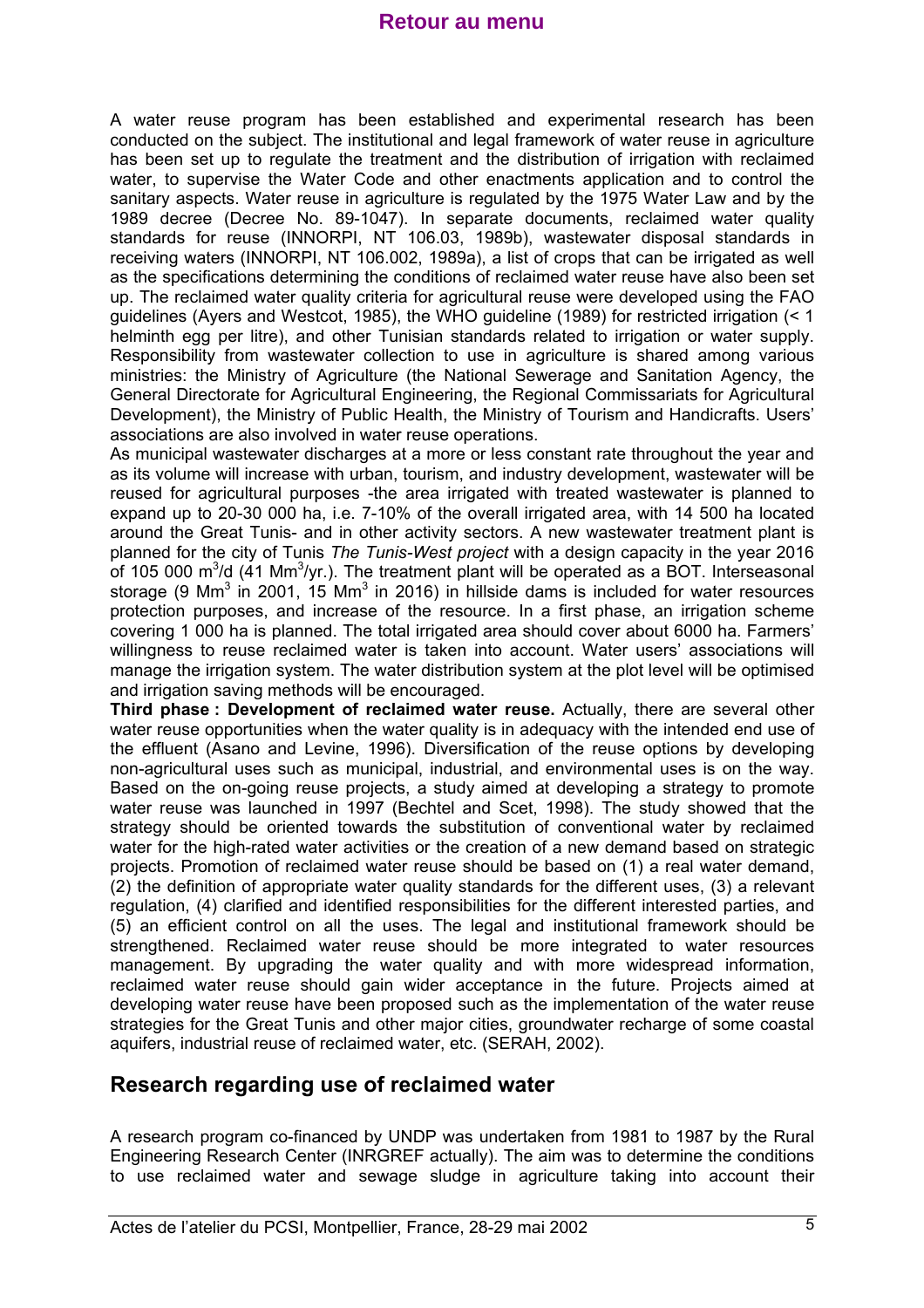A water reuse program has been established and experimental research has been conducted on the subject. The institutional and legal framework of water reuse in agriculture has been set up to regulate the treatment and the distribution of irrigation with reclaimed water, to supervise the Water Code and other enactments application and to control the sanitary aspects. Water reuse in agriculture is regulated by the 1975 Water Law and by the 1989 decree (Decree No. 89-1047). In separate documents, reclaimed water quality standards for reuse (INNORPI, NT 106.03, 1989b), wastewater disposal standards in receiving waters (INNORPI, NT 106.002, 1989a), a list of crops that can be irrigated as well as the specifications determining the conditions of reclaimed water reuse have also been set up. The reclaimed water quality criteria for agricultural reuse were developed using the FAO guidelines (Ayers and Westcot, 1985), the WHO guideline (1989) for restricted irrigation (< 1 helminth egg per litre), and other Tunisian standards related to irrigation or water supply. Responsibility from wastewater collection to use in agriculture is shared among various ministries: the Ministry of Agriculture (the National Sewerage and Sanitation Agency, the General Directorate for Agricultural Engineering, the Regional Commissariats for Agricultural Development), the Ministry of Public Health, the Ministry of Tourism and Handicrafts. Users' associations are also involved in water reuse operations.

As municipal wastewater discharges at a more or less constant rate throughout the year and as its volume will increase with urban, tourism, and industry development, wastewater will be reused for agricultural purposes -the area irrigated with treated wastewater is planned to expand up to 20-30 000 ha, i.e. 7-10% of the overall irrigated area, with 14 500 ha located around the Great Tunis- and in other activity sectors. A new wastewater treatment plant is planned for the city of Tunis *The Tunis-West project* with a design capacity in the year 2016 of 105 000 $m^3$/d (41 $Mm^3$/yr.). The treatment plant will be operated as a BOT. Interseasonal storage (9 $Mm^3$ in 2001, 15 $Mm^3$ in 2016) in hillside dams is included for water resources protection purposes, and increase of the resource. In a first phase, an irrigation scheme covering 1 000 ha is planned. The total irrigated area should cover about 6000 ha. Farmers' willingness to reuse reclaimed water is taken into account. Water users' associations will manage the irrigation system. The water distribution system at the plot level will be optimised and irrigation saving methods will be encouraged.

**Third phase : Development of reclaimed water reuse.** Actually, there are several other water reuse opportunities when the water quality is in adequacy with the intended end use of the effluent (Asano and Levine, 1996). Diversification of the reuse options by developing non-agricultural uses such as municipal, industrial, and environmental uses is on the way. Based on the on-going reuse projects, a study aimed at developing a strategy to promote water reuse was launched in 1997 (Bechtel and Scet, 1998). The study showed that the strategy should be oriented towards the substitution of conventional water by reclaimed water for the high-rated water activities or the creation of a new demand based on strategic projects. Promotion of reclaimed water reuse should be based on (1) a real water demand, (2) the definition of appropriate water quality standards for the different uses, (3) a relevant regulation, (4) clarified and identified responsibilities for the different interested parties, and (5) an efficient control on all the uses. The legal and institutional framework should be strengthened. Reclaimed water reuse should be more integrated to water resources management. By upgrading the water quality and with more widespread information, reclaimed water reuse should gain wider acceptance in the future. Projects aimed at developing water reuse have been proposed such as the implementation of the water reuse strategies for the Great Tunis and other major cities, groundwater recharge of some coastal aquifers, industrial reuse of reclaimed water, etc. (SERAH, 2002).

## Research regarding use of reclaimed water

A research program co-financed by UNDP was undertaken from 1981 to 1987 by the Rural Engineering Research Center (INRGREF actually). The aim was to determine the conditions to use reclaimed water and sewage sludge in agriculture taking into account their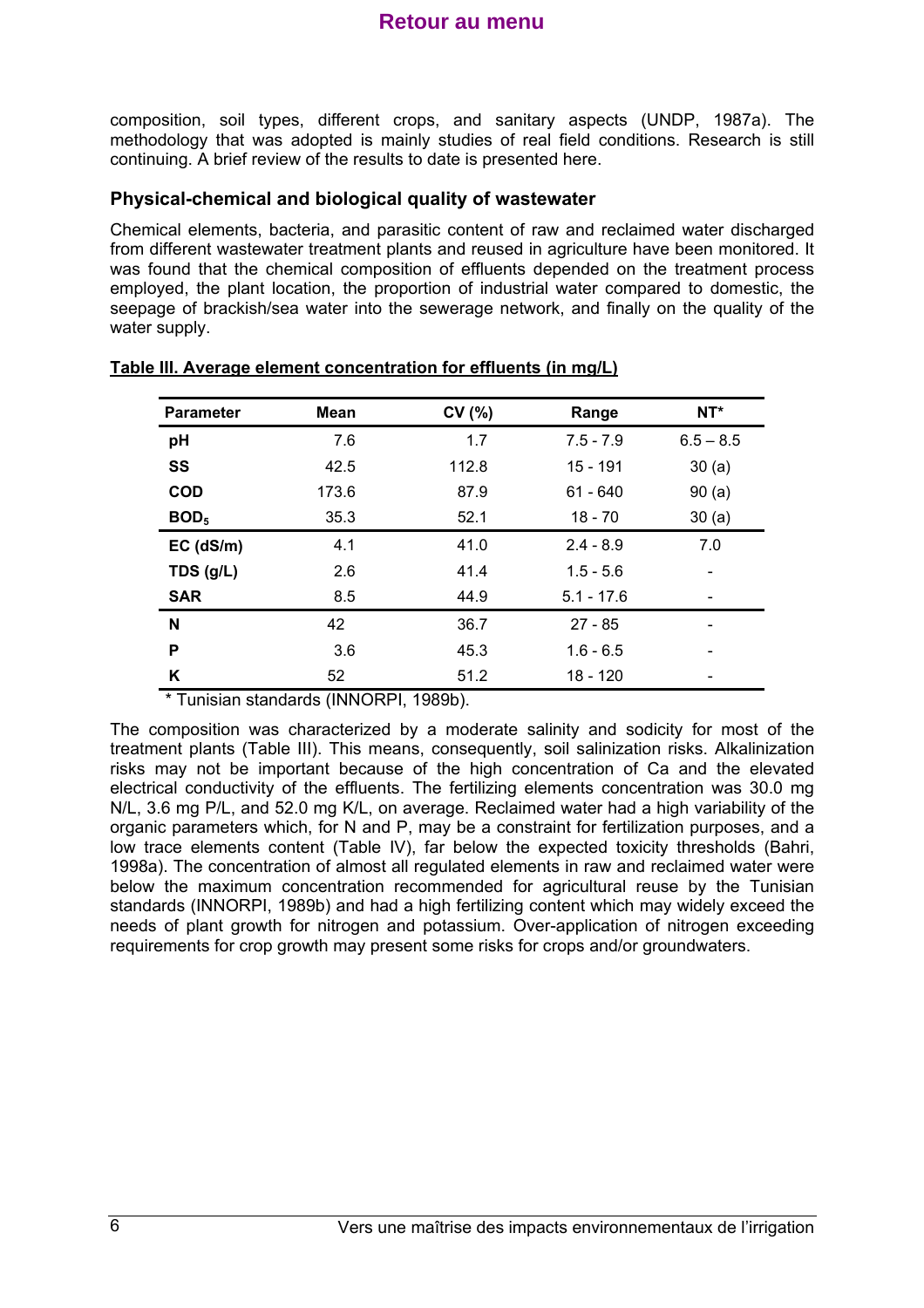composition, soil types, different crops, and sanitary aspects (UNDP, 1987a). The methodology that was adopted is mainly studies of real field conditions. Research is still continuing. A brief review of the results to date is presented here.

### Physical-chemical and biological quality of wastewater

Chemical elements, bacteria, and parasitic content of raw and reclaimed water discharged from different wastewater treatment plants and reused in agriculture have been monitored. It was found that the chemical composition of effluents depended on the treatment process employed, the plant location, the proportion of industrial water compared to domestic, the seepage of brackish/sea water into the sewerage network, and finally on the quality of the water supply.

**Table III. Average element concentration for effluents (in mg/L)**

| Parameter | Mean | CV (%) | Range | NT* |
|---|---|---|---|---|
| **pH** | 7.6 | 1.7 | 7.5 - 7.9 | 6.5 – 8.5 |
| **SS** | 42.5 | 112.8 | 15 - 191 | 30 (a) |
| **COD** | 173.6 | 87.9 | 61 - 640 | 90 (a) |
| **$BOD_5$** | 35.3 | 52.1 | 18 - 70 | 30 (a) |
| **EC (dS/m)** | 4.1 | 41.0 | 2.4 - 8.9 | 7.0 |
| **TDS (g/L)** | 2.6 | 41.4 | 1.5 - 5.6 | - |
| **SAR** | 8.5 | 44.9 | 5.1 - 17.6 | - |
| **N** | 42 | 36.7 | 27 - 85 | - |
| **P** | 3.6 | 45.3 | 1.6 - 6.5 | - |
| **K** | 52 | 51.2 | 18 - 120 | - |

\* Tunisian standards (INNORPI, 1989b).

The composition was characterized by a moderate salinity and sodicity for most of the treatment plants (Table III). This means, consequently, soil salinization risks. Alkalinization risks may not be important because of the high concentration of Ca and the elevated electrical conductivity of the effluents. The fertilizing elements concentration was 30.0 mg N/L, 3.6 mg P/L, and 52.0 mg K/L, on average. Reclaimed water had a high variability of the organic parameters which, for N and P, may be a constraint for fertilization purposes, and a low trace elements content (Table IV), far below the expected toxicity thresholds (Bahri, 1998a). The concentration of almost all regulated elements in raw and reclaimed water were below the maximum concentration recommended for agricultural reuse by the Tunisian standards (INNORPI, 1989b) and had a high fertilizing content which may widely exceed the needs of plant growth for nitrogen and potassium. Over-application of nitrogen exceeding requirements for crop growth may present some risks for crops and/or groundwaters.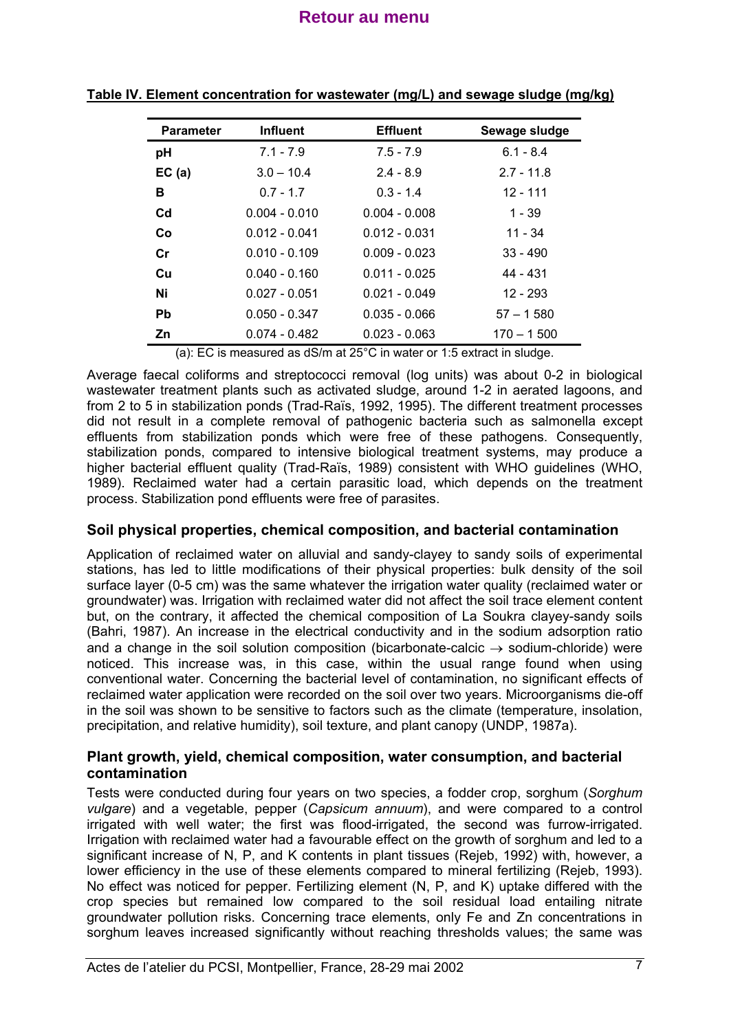**Table IV. Element concentration for wastewater (mg/L) and sewage sludge (mg/kg)**

| Parameter | Influent | Effluent | Sewage sludge |
|---|---|---|---|
| **pH** | 7.1 - 7.9 | 7.5 - 7.9 | 6.1 - 8.4 |
| **EC (a)** | 3.0 – 10.4 | 2.4 - 8.9 | 2.7 - 11.8 |
| **B** | 0.7 - 1.7 | 0.3 - 1.4 | 12 - 111 |
| **Cd** | 0.004 - 0.010 | 0.004 - 0.008 | 1 - 39 |
| **Co** | 0.012 - 0.041 | 0.012 - 0.031 | 11 - 34 |
| **Cr** | 0.010 - 0.109 | 0.009 - 0.023 | 33 - 490 |
| **Cu** | 0.040 - 0.160 | 0.011 - 0.025 | 44 - 431 |
| **Ni** | 0.027 - 0.051 | 0.021 - 0.049 | 12 - 293 |
| **Pb** | 0.050 - 0.347 | 0.035 - 0.066 | 57 – 1 580 |
| **Zn** | 0.074 - 0.482 | 0.023 - 0.063 | 170 – 1 500 |

(a): EC is measured as dS/m at 25°C in water or 1:5 extract in sludge.

Average faecal coliforms and streptococci removal (log units) was about 0-2 in biological wastewater treatment plants such as activated sludge, around 1-2 in aerated lagoons, and from 2 to 5 in stabilization ponds (Trad-Raïs, 1992, 1995). The different treatment processes did not result in a complete removal of pathogenic bacteria such as salmonella except effluents from stabilization ponds which were free of these pathogens. Consequently, stabilization ponds, compared to intensive biological treatment systems, may produce a higher bacterial effluent quality (Trad-Raïs, 1989) consistent with WHO guidelines (WHO, 1989). Reclaimed water had a certain parasitic load, which depends on the treatment process. Stabilization pond effluents were free of parasites.

## Soil physical properties, chemical composition, and bacterial contamination

Application of reclaimed water on alluvial and sandy-clayey to sandy soils of experimental stations, has led to little modifications of their physical properties: bulk density of the soil surface layer (0-5 cm) was the same whatever the irrigation water quality (reclaimed water or groundwater) was. Irrigation with reclaimed water did not affect the soil trace element content but, on the contrary, it affected the chemical composition of La Soukra clayey-sandy soils (Bahri, 1987). An increase in the electrical conductivity and in the sodium adsorption ratio and a change in the soil solution composition (bicarbonate-calcic $\rightarrow$ sodium-chloride) were noticed. This increase was, in this case, within the usual range found when using conventional water. Concerning the bacterial level of contamination, no significant effects of reclaimed water application were recorded on the soil over two years. Microorganisms die-off in the soil was shown to be sensitive to factors such as the climate (temperature, insolation, precipitation, and relative humidity), soil texture, and plant canopy (UNDP, 1987a).

## Plant growth, yield, chemical composition, water consumption, and bacterial contamination

Tests were conducted during four years on two species, a fodder crop, sorghum (*Sorghum vulgare*) and a vegetable, pepper (*Capsicum annuum*), and were compared to a control irrigated with well water; the first was flood-irrigated, the second was furrow-irrigated. Irrigation with reclaimed water had a favourable effect on the growth of sorghum and led to a significant increase of N, P, and K contents in plant tissues (Rejeb, 1992) with, however, a lower efficiency in the use of these elements compared to mineral fertilizing (Rejeb, 1993). No effect was noticed for pepper. Fertilizing element (N, P, and K) uptake differed with the crop species but remained low compared to the soil residual load entailing nitrate groundwater pollution risks. Concerning trace elements, only Fe and Zn concentrations in sorghum leaves increased significantly without reaching thresholds values; the same was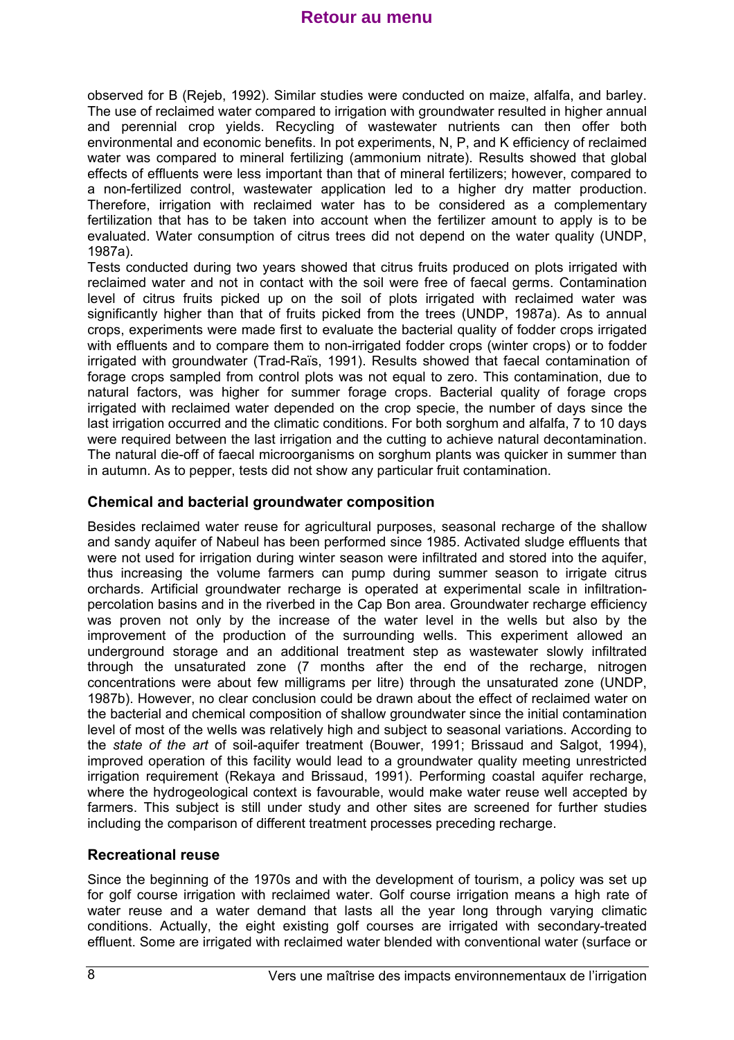observed for B (Rejeb, 1992). Similar studies were conducted on maize, alfalfa, and barley. The use of reclaimed water compared to irrigation with groundwater resulted in higher annual and perennial crop yields. Recycling of wastewater nutrients can then offer both environmental and economic benefits. In pot experiments, N, P, and K efficiency of reclaimed water was compared to mineral fertilizing (ammonium nitrate). Results showed that global effects of effluents were less important than that of mineral fertilizers; however, compared to a non-fertilized control, wastewater application led to a higher dry matter production. Therefore, irrigation with reclaimed water has to be considered as a complementary fertilization that has to be taken into account when the fertilizer amount to apply is to be evaluated. Water consumption of citrus trees did not depend on the water quality (UNDP, 1987a).

Tests conducted during two years showed that citrus fruits produced on plots irrigated with reclaimed water and not in contact with the soil were free of faecal germs. Contamination level of citrus fruits picked up on the soil of plots irrigated with reclaimed water was significantly higher than that of fruits picked from the trees (UNDP, 1987a). As to annual crops, experiments were made first to evaluate the bacterial quality of fodder crops irrigated with effluents and to compare them to non-irrigated fodder crops (winter crops) or to fodder irrigated with groundwater (Trad-Raïs, 1991). Results showed that faecal contamination of forage crops sampled from control plots was not equal to zero. This contamination, due to natural factors, was higher for summer forage crops. Bacterial quality of forage crops irrigated with reclaimed water depended on the crop specie, the number of days since the last irrigation occurred and the climatic conditions. For both sorghum and alfalfa, 7 to 10 days were required between the last irrigation and the cutting to achieve natural decontamination. The natural die-off of faecal microorganisms on sorghum plants was quicker in summer than in autumn. As to pepper, tests did not show any particular fruit contamination.

## Chemical and bacterial groundwater composition

Besides reclaimed water reuse for agricultural purposes, seasonal recharge of the shallow and sandy aquifer of Nabeul has been performed since 1985. Activated sludge effluents that were not used for irrigation during winter season were infiltrated and stored into the aquifer, thus increasing the volume farmers can pump during summer season to irrigate citrus orchards. Artificial groundwater recharge is operated at experimental scale in infiltration-percolation basins and in the riverbed in the Cap Bon area. Groundwater recharge efficiency was proven not only by the increase of the water level in the wells but also by the improvement of the production of the surrounding wells. This experiment allowed an underground storage and an additional treatment step as wastewater slowly infiltrated through the unsaturated zone (7 months after the end of the recharge, nitrogen concentrations were about few milligrams per litre) through the unsaturated zone (UNDP, 1987b). However, no clear conclusion could be drawn about the effect of reclaimed water on the bacterial and chemical composition of shallow groundwater since the initial contamination level of most of the wells was relatively high and subject to seasonal variations. According to the *state of the art* of soil-aquifer treatment (Bouwer, 1991; Brissaud and Salgot, 1994), improved operation of this facility would lead to a groundwater quality meeting unrestricted irrigation requirement (Rekaya and Brissaud, 1991). Performing coastal aquifer recharge, where the hydrogeological context is favourable, would make water reuse well accepted by farmers. This subject is still under study and other sites are screened for further studies including the comparison of different treatment processes preceding recharge.

## Recreational reuse

Since the beginning of the 1970s and with the development of tourism, a policy was set up for golf course irrigation with reclaimed water. Golf course irrigation means a high rate of water reuse and a water demand that lasts all the year long through varying climatic conditions. Actually, the eight existing golf courses are irrigated with secondary-treated effluent. Some are irrigated with reclaimed water blended with conventional water (surface or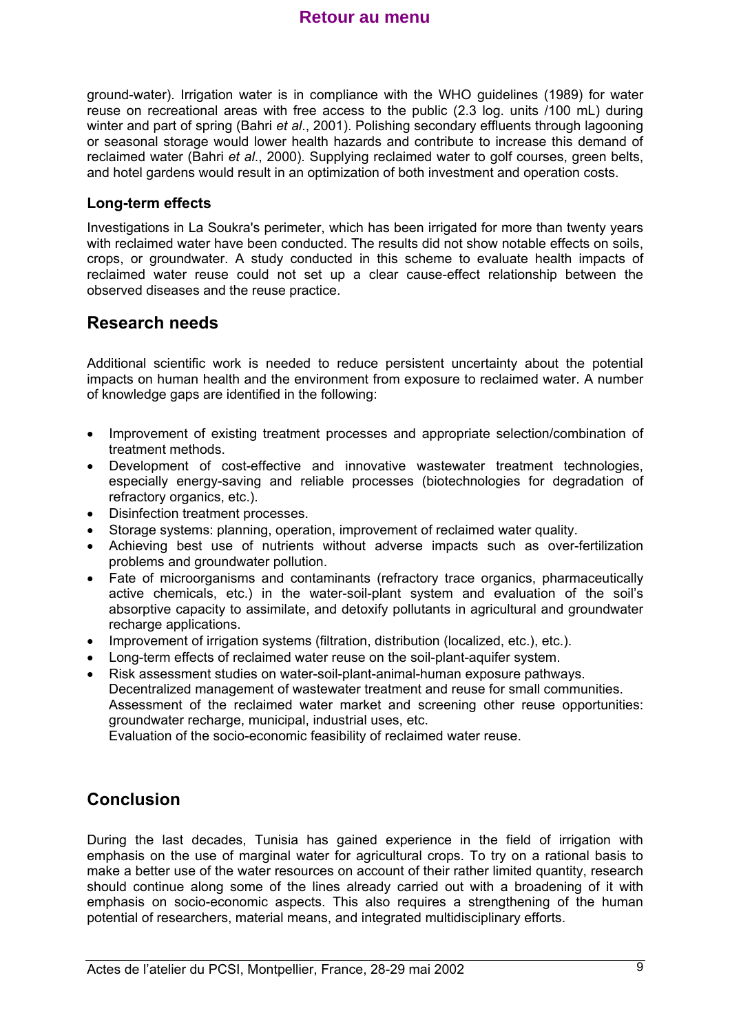ground-water). Irrigation water is in compliance with the WHO guidelines (1989) for water reuse on recreational areas with free access to the public (2.3 log. units /100 mL) during winter and part of spring (Bahri *et al*., 2001). Polishing secondary effluents through lagooning or seasonal storage would lower health hazards and contribute to increase this demand of reclaimed water (Bahri *et al*., 2000). Supplying reclaimed water to golf courses, green belts, and hotel gardens would result in an optimization of both investment and operation costs.

### Long-term effects

Investigations in La Soukra's perimeter, which has been irrigated for more than twenty years with reclaimed water have been conducted. The results did not show notable effects on soils, crops, or groundwater. A study conducted in this scheme to evaluate health impacts of reclaimed water reuse could not set up a clear cause-effect relationship between the observed diseases and the reuse practice.

## Research needs

Additional scientific work is needed to reduce persistent uncertainty about the potential impacts on human health and the environment from exposure to reclaimed water. A number of knowledge gaps are identified in the following:

- Improvement of existing treatment processes and appropriate selection/combination of treatment methods.
- Development of cost-effective and innovative wastewater treatment technologies, especially energy-saving and reliable processes (biotechnologies for degradation of refractory organics, etc.).
- Disinfection treatment processes.
- Storage systems: planning, operation, improvement of reclaimed water quality.
- Achieving best use of nutrients without adverse impacts such as over-fertilization problems and groundwater pollution.
- Fate of microorganisms and contaminants (refractory trace organics, pharmaceutically active chemicals, etc.) in the water-soil-plant system and evaluation of the soil's absorptive capacity to assimilate, and detoxify pollutants in agricultural and groundwater recharge applications.
- Improvement of irrigation systems (filtration, distribution (localized, etc.), etc.).
- Long-term effects of reclaimed water reuse on the soil-plant-aquifer system.
- Risk assessment studies on water-soil-plant-animal-human exposure pathways.
  Decentralized management of wastewater treatment and reuse for small communities.
  Assessment of the reclaimed water market and screening other reuse opportunities: groundwater recharge, municipal, industrial uses, etc.
  Evaluation of the socio-economic feasibility of reclaimed water reuse.

## Conclusion

During the last decades, Tunisia has gained experience in the field of irrigation with emphasis on the use of marginal water for agricultural crops. To try on a rational basis to make a better use of the water resources on account of their rather limited quantity, research should continue along some of the lines already carried out with a broadening of it with emphasis on socio-economic aspects. This also requires a strengthening of the human potential of researchers, material means, and integrated multidisciplinary efforts.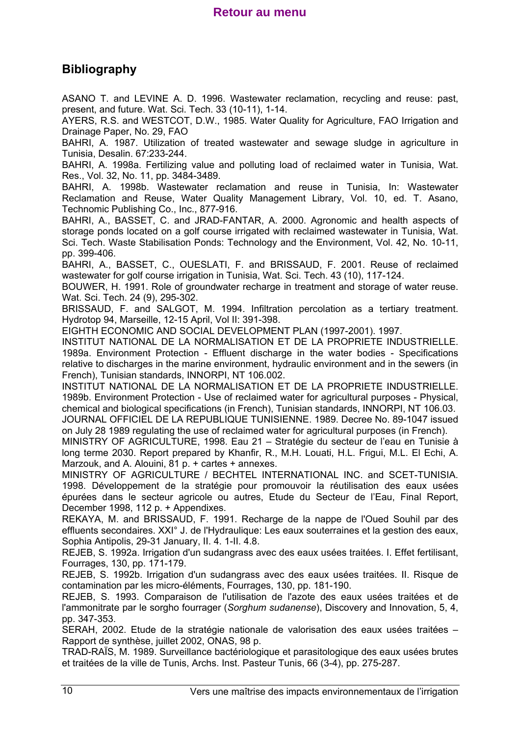## Bibliography

ASANO T. and LEVINE A. D. 1996. Wastewater reclamation, recycling and reuse: past, present, and future. Wat. Sci. Tech. 33 (10-11), 1-14.

AYERS, R.S. and WESTCOT, D.W., 1985. Water Quality for Agriculture, FAO Irrigation and Drainage Paper, No. 29, FAO

BAHRI, A. 1987. Utilization of treated wastewater and sewage sludge in agriculture in Tunisia, Desalin. 67:233-244.

BAHRI, A. 1998a. Fertilizing value and polluting load of reclaimed water in Tunisia, Wat. Res., Vol. 32, No. 11, pp. 3484-3489.

BAHRI, A. 1998b. Wastewater reclamation and reuse in Tunisia, In: Wastewater Reclamation and Reuse, Water Quality Management Library, Vol. 10, ed. T. Asano, Technomic Publishing Co., Inc., 877-916.

BAHRI, A., BASSET, C. and JRAD-FANTAR, A. 2000. Agronomic and health aspects of storage ponds located on a golf course irrigated with reclaimed wastewater in Tunisia, Wat. Sci. Tech. Waste Stabilisation Ponds: Technology and the Environment, Vol. 42, No. 10-11, pp. 399-406.

BAHRI, A., BASSET, C., OUESLATI, F. and BRISSAUD, F. 2001. Reuse of reclaimed wastewater for golf course irrigation in Tunisia, Wat. Sci. Tech. 43 (10), 117-124.

BOUWER, H. 1991. Role of groundwater recharge in treatment and storage of water reuse. Wat. Sci. Tech. 24 (9), 295-302.

BRISSAUD, F. and SALGOT, M. 1994. Infiltration percolation as a tertiary treatment. Hydrotop 94, Marseille, 12-15 April, Vol II: 391-398.

EIGHTH ECONOMIC AND SOCIAL DEVELOPMENT PLAN (1997-2001). 1997.

INSTITUT NATIONAL DE LA NORMALISATION ET DE LA PROPRIETE INDUSTRIELLE. 1989a. Environment Protection - Effluent discharge in the water bodies - Specifications relative to discharges in the marine environment, hydraulic environment and in the sewers (in French), Tunisian standards, INNORPI, NT 106.002.

INSTITUT NATIONAL DE LA NORMALISATION ET DE LA PROPRIETE INDUSTRIELLE. 1989b. Environment Protection - Use of reclaimed water for agricultural purposes - Physical, chemical and biological specifications (in French), Tunisian standards, INNORPI, NT 106.03.

JOURNAL OFFICIEL DE LA REPUBLIQUE TUNISIENNE. 1989. Decree No. 89-1047 issued on July 28 1989 regulating the use of reclaimed water for agricultural purposes (in French).

MINISTRY OF AGRICULTURE, 1998. Eau 21 – Stratégie du secteur de l'eau en Tunisie à long terme 2030. Report prepared by Khanfir, R., M.H. Louati, H.L. Frigui, M.L. El Echi, A. Marzouk, and A. Alouini, 81 p. + cartes + annexes.

MINISTRY OF AGRICULTURE / BECHTEL INTERNATIONAL INC. and SCET-TUNISIA. 1998. Développement de la stratégie pour promouvoir la réutilisation des eaux usées épurées dans le secteur agricole ou autres, Etude du Secteur de l'Eau, Final Report, December 1998, 112 p. + Appendixes.

REKAYA, M. and BRISSAUD, F. 1991. Recharge de la nappe de l'Oued Souhil par des effluents secondaires. XXI° J. de l'Hydraulique: Les eaux souterraines et la gestion des eaux, Sophia Antipolis, 29-31 January, II. 4. 1-II. 4.8.

REJEB, S. 1992a. Irrigation d'un sudangrass avec des eaux usées traitées. I. Effet fertilisant, Fourrages, 130, pp. 171-179.

REJEB, S. 1992b. Irrigation d'un sudangrass avec des eaux usées traitées. II. Risque de contamination par les micro-éléments, Fourrages, 130, pp. 181-190.

REJEB, S. 1993. Comparaison de l'utilisation de l'azote des eaux usées traitées et de l'ammonitrate par le sorgho fourrager (*Sorghum sudanense*), Discovery and Innovation, 5, 4, pp. 347-353.

SERAH, 2002. Etude de la stratégie nationale de valorisation des eaux usées traitées – Rapport de synthèse, juillet 2002, ONAS, 98 p.

TRAD-RAÏS, M. 1989. Surveillance bactériologique et parasitologique des eaux usées brutes et traitées de la ville de Tunis, Archs. Inst. Pasteur Tunis, 66 (3-4), pp. 275-287.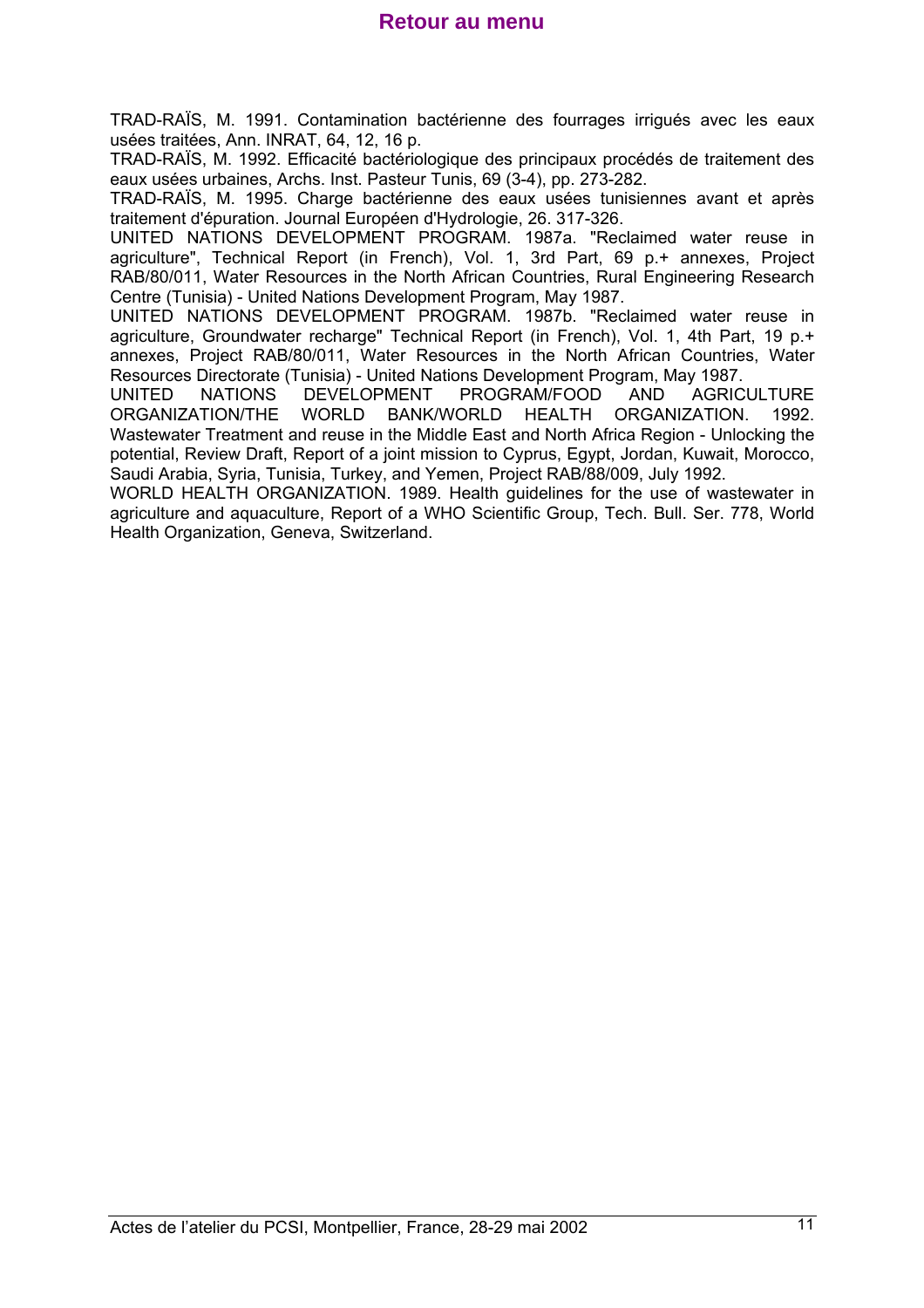TRAD-RAÏS, M. 1991. Contamination bactérienne des fourrages irrigués avec les eaux usées traitées, Ann. INRAT, 64, 12, 16 p.

TRAD-RAÏS, M. 1992. Efficacité bactériologique des principaux procédés de traitement des eaux usées urbaines, Archs. Inst. Pasteur Tunis, 69 (3-4), pp. 273-282.

TRAD-RAÏS, M. 1995. Charge bactérienne des eaux usées tunisiennes avant et après traitement d'épuration. Journal Européen d'Hydrologie, 26. 317-326.

UNITED NATIONS DEVELOPMENT PROGRAM. 1987a. "Reclaimed water reuse in agriculture", Technical Report (in French), Vol. 1, 3rd Part, 69 p.+ annexes, Project RAB/80/011, Water Resources in the North African Countries, Rural Engineering Research Centre (Tunisia) - United Nations Development Program, May 1987.

UNITED NATIONS DEVELOPMENT PROGRAM. 1987b. "Reclaimed water reuse in agriculture, Groundwater recharge" Technical Report (in French), Vol. 1, 4th Part, 19 p.+ annexes, Project RAB/80/011, Water Resources in the North African Countries, Water Resources Directorate (Tunisia) - United Nations Development Program, May 1987.

UNITED NATIONS DEVELOPMENT PROGRAM/FOOD AND AGRICULTURE ORGANIZATION/THE WORLD BANK/WORLD HEALTH ORGANIZATION. 1992. Wastewater Treatment and reuse in the Middle East and North Africa Region - Unlocking the potential, Review Draft, Report of a joint mission to Cyprus, Egypt, Jordan, Kuwait, Morocco, Saudi Arabia, Syria, Tunisia, Turkey, and Yemen, Project RAB/88/009, July 1992.

WORLD HEALTH ORGANIZATION. 1989. Health guidelines for the use of wastewater in agriculture and aquaculture, Report of a WHO Scientific Group, Tech. Bull. Ser. 778, World Health Organization, Geneva, Switzerland.